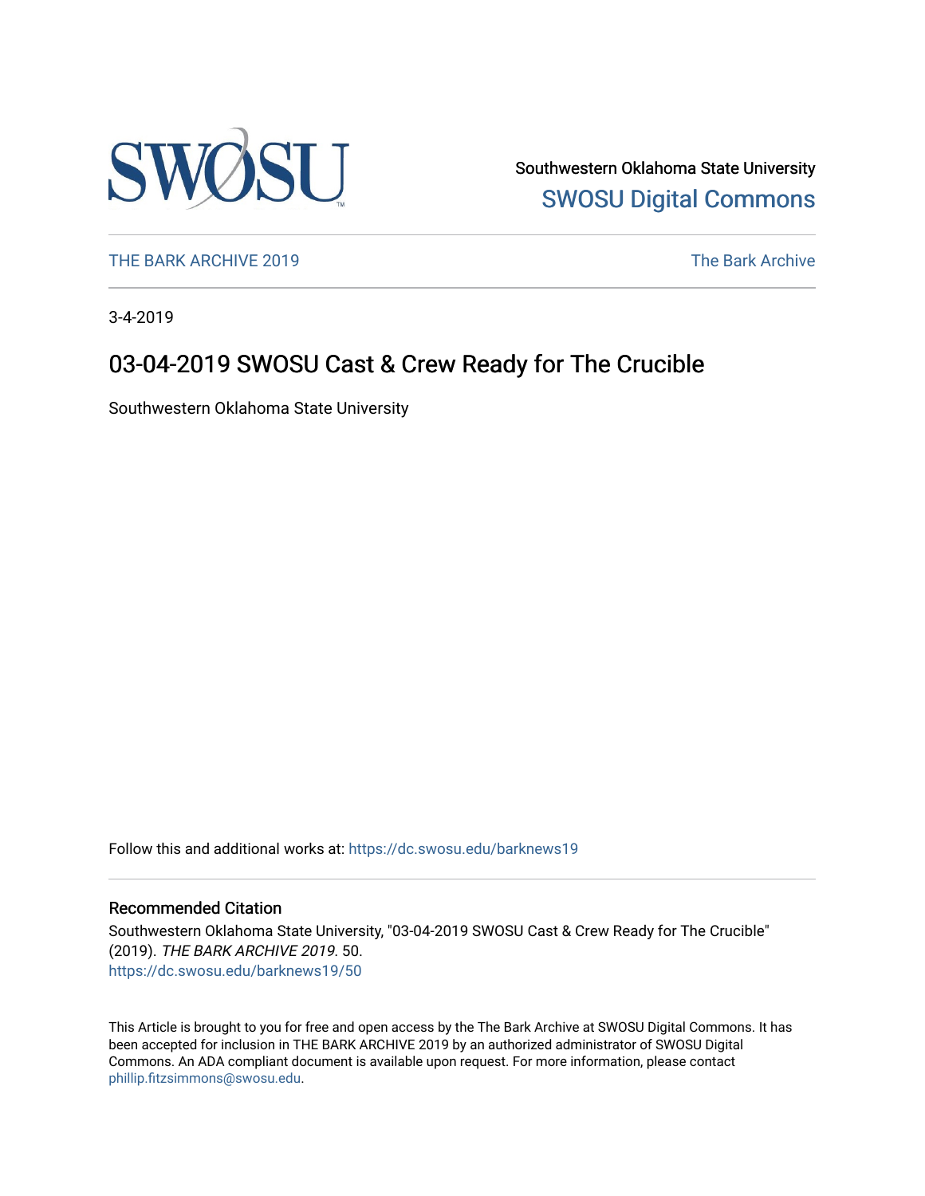Southwestern Oklahoma State University
SWOSU Digital Commons

THE BARK ARCHIVE 2019 — The Bark Archive

3-4-2019

# 03-04-2019 SWOSU Cast & Crew Ready for The Crucible

Southwestern Oklahoma State University

Follow this and additional works at: https://dc.swosu.edu/barknews19

## Recommended Citation

Southwestern Oklahoma State University, "03-04-2019 SWOSU Cast & Crew Ready for The Crucible" (2019). *THE BARK ARCHIVE 2019*. 50.
https://dc.swosu.edu/barknews19/50

This Article is brought to you for free and open access by the The Bark Archive at SWOSU Digital Commons. It has been accepted for inclusion in THE BARK ARCHIVE 2019 by an authorized administrator of SWOSU Digital Commons. An ADA compliant document is available upon request. For more information, please contact phillip.fitzsimmons@swosu.edu.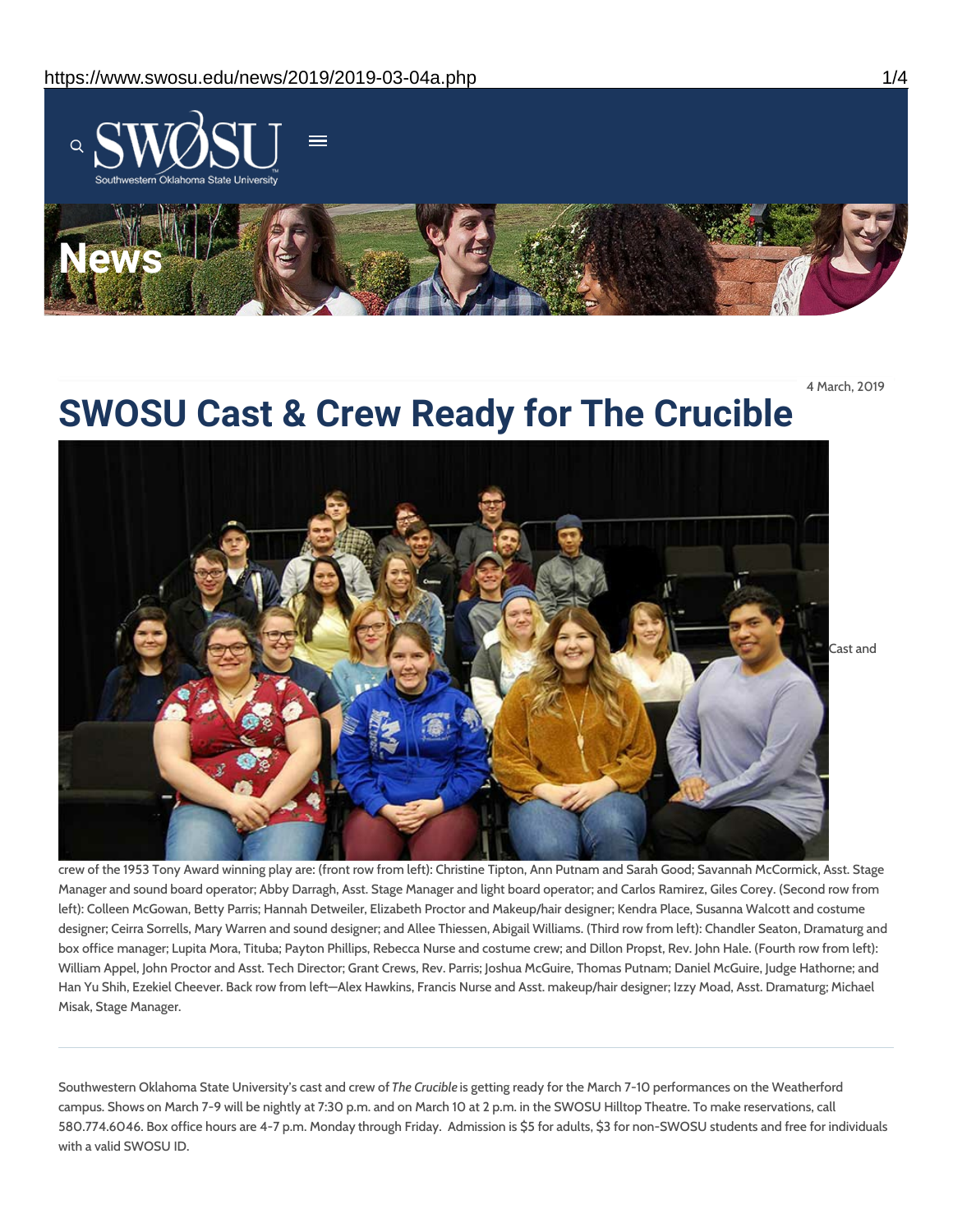4 March, 2019

# SWOSU Cast & Crew Ready for The Crucible

Cast and crew of the 1953 Tony Award winning play are: (front row from left): Christine Tipton, Ann Putnam and Sarah Good; Savannah McCormick, Asst. Stage Manager and sound board operator; Abby Darragh, Asst. Stage Manager and light board operator; and Carlos Ramirez, Giles Corey. (Second row from left): Colleen McGowan, Betty Parris; Hannah Detweiler, Elizabeth Proctor and Makeup/hair designer; Kendra Place, Susanna Walcott and costume designer; Ceirra Sorrells, Mary Warren and sound designer; and Allee Thiessen, Abigail Williams. (Third row from left): Chandler Seaton, Dramaturg and box office manager; Lupita Mora, Tituba; Payton Phillips, Rebecca Nurse and costume crew; and Dillon Propst, Rev. John Hale. (Fourth row from left): William Appel, John Proctor and Asst. Tech Director; Grant Crews, Rev. Parris; Joshua McGuire, Thomas Putnam; Daniel McGuire, Judge Hathorne; and Han Yu Shih, Ezekiel Cheever. Back row from left—Alex Hawkins, Francis Nurse and Asst. makeup/hair designer; Izzy Moad, Asst. Dramaturg; Michael Misak, Stage Manager.

---

Southwestern Oklahoma State University's cast and crew of *The Crucible* is getting ready for the March 7-10 performances on the Weatherford campus. Shows on March 7-9 will be nightly at 7:30 p.m. and on March 10 at 2 p.m. in the SWOSU Hilltop Theatre. To make reservations, call 580.774.6046. Box office hours are 4-7 p.m. Monday through Friday. Admission is $5 for adults, $3 for non-SWOSU students and free for individuals with a valid SWOSU ID.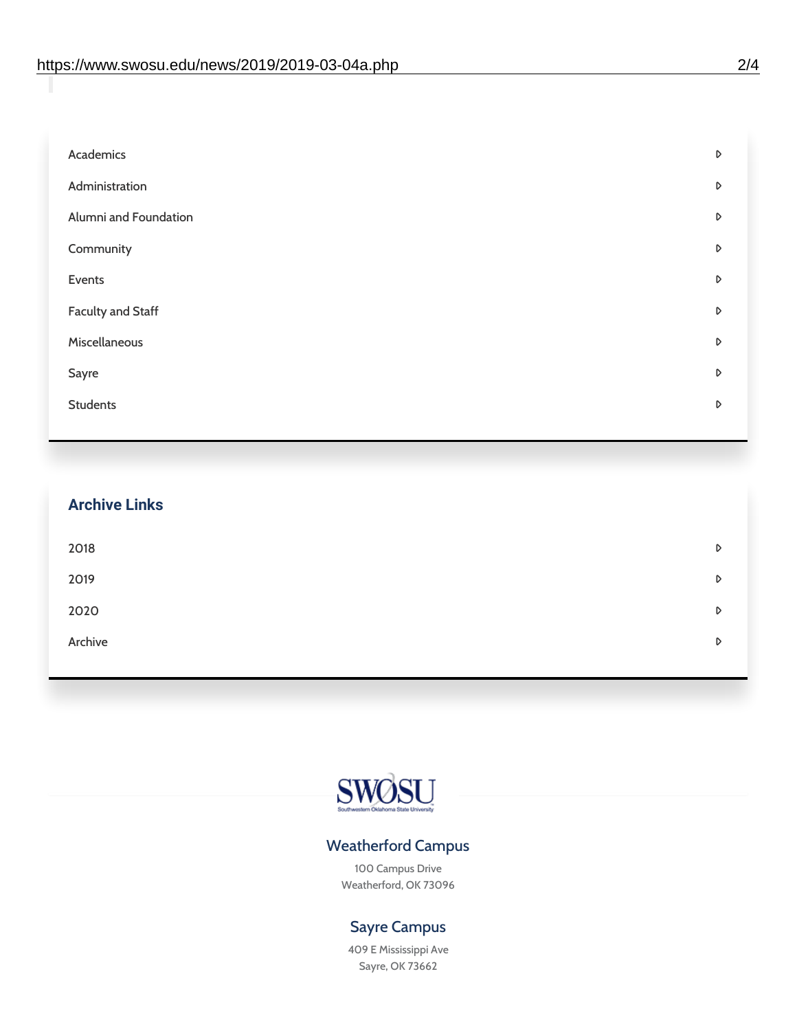- Academics
- Administration
- Alumni and Foundation
- Community
- Events
- Faculty and Staff
- Miscellaneous
- Sayre
- Students

## Archive Links

- 2018
- 2019
- 2020
- Archive

SWOSU
Southwestern Oklahoma State University

### Weatherford Campus

100 Campus Drive
Weatherford, OK 73096

### Sayre Campus

409 E Mississippi Ave
Sayre, OK 73662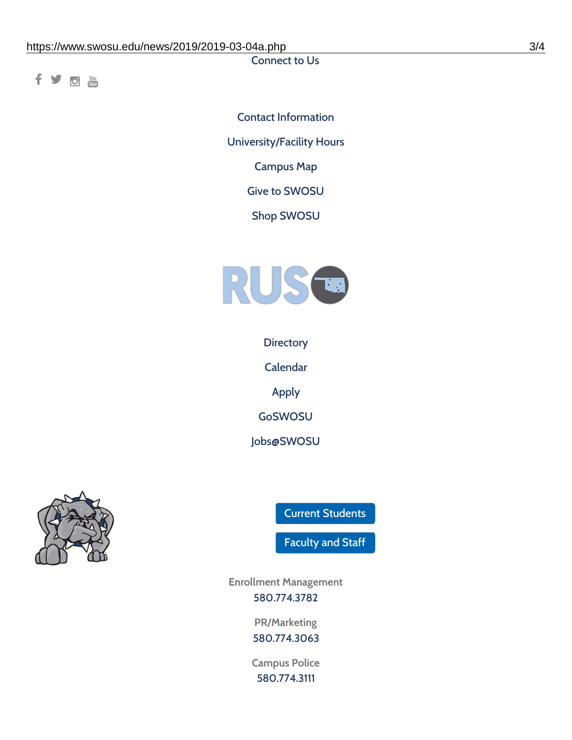Connect to Us

Contact Information

University/Facility Hours

Campus Map

Give to SWOSU

Shop SWOSU

Directory

Calendar

Apply

GoSWOSU

Jobs@SWOSU

Current Students

Faculty and Staff

Enrollment Management
580.774.3782

PR/Marketing
580.774.3063

Campus Police
580.774.3111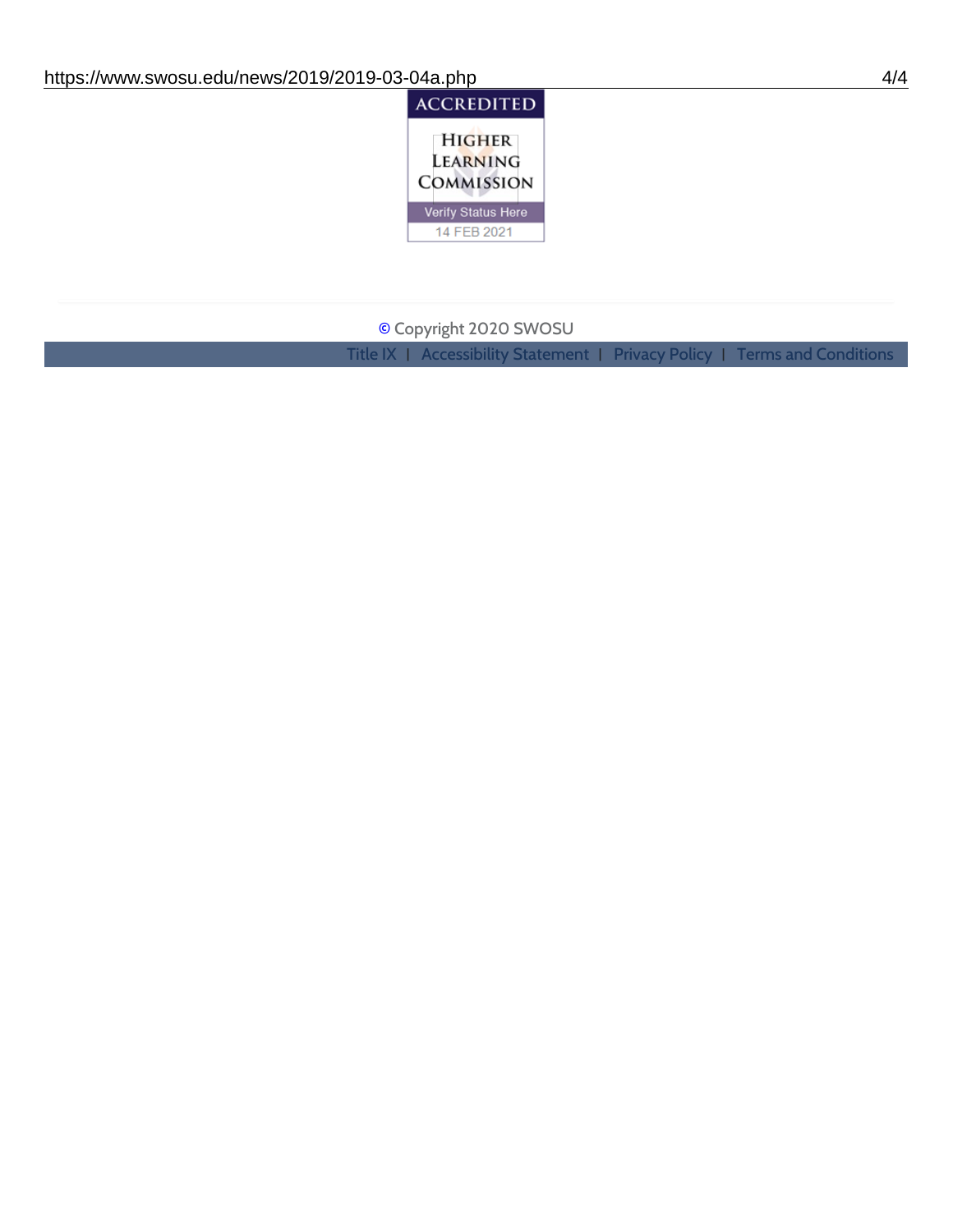ACCREDITED

HIGHER LEARNING COMMISSION

Verify Status Here

14 FEB 2021

© Copyright 2020 SWOSU

Title IX | Accessibility Statement | Privacy Policy | Terms and Conditions